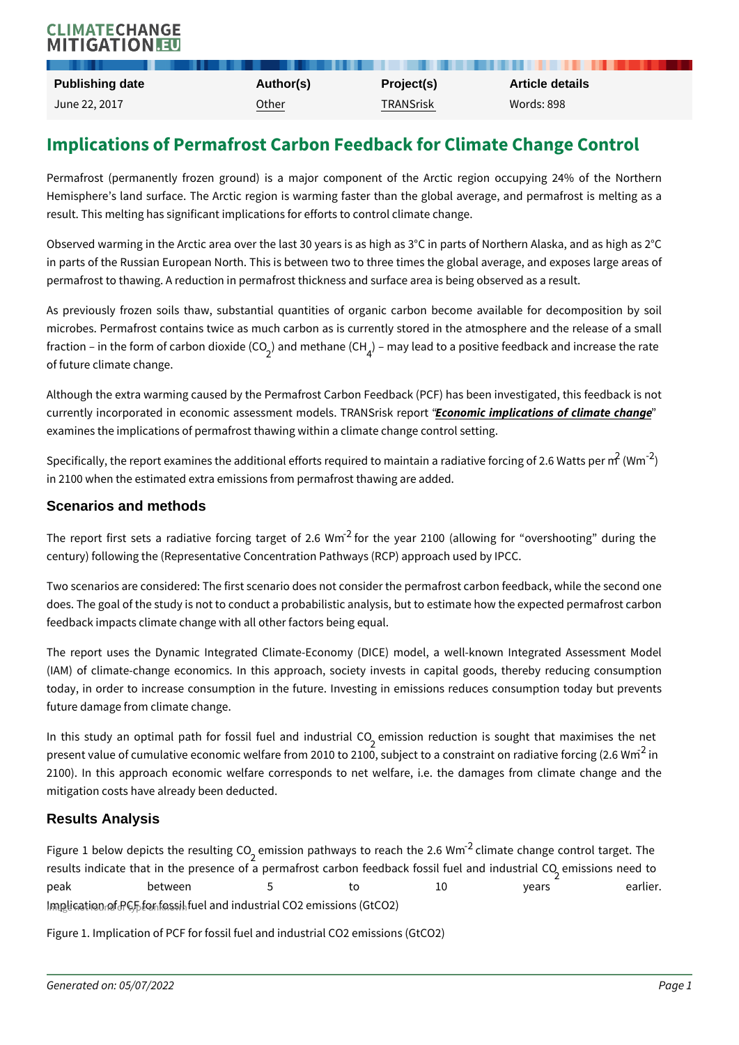| Publishing date | Author(s) | Project(s) | Article details |
| --- | --- | --- | --- |
| June 22, 2017 | Other | TRANSrisk | Words: 898 |

# Implications of Permafrost Carbon Feedback for Climate Change Control

Permafrost (permanently frozen ground) is a major component of the Arctic region occupying 24% of the Northern Hemisphere's land surface. The Arctic region is warming faster than the global average, and permafrost is melting as a result. This melting has significant implications for efforts to control climate change.

Observed warming in the Arctic area over the last 30 years is as high as 3°C in parts of Northern Alaska, and as high as 2°C in parts of the Russian European North. This is between two to three times the global average, and exposes large areas of permafrost to thawing. A reduction in permafrost thickness and surface area is being observed as a result.

As previously frozen soils thaw, substantial quantities of organic carbon become available for decomposition by soil microbes. Permafrost contains twice as much carbon as is currently stored in the atmosphere and the release of a small fraction – in the form of carbon dioxide ($CO_2$) and methane ($CH_4$) – may lead to a positive feedback and increase the rate of future climate change.

Although the extra warming caused by the Permafrost Carbon Feedback (PCF) has been investigated, this feedback is not currently incorporated in economic assessment models. TRANSrisk report "***Economic implications of climate change***" examines the implications of permafrost thawing within a climate change control setting.

Specifically, the report examines the additional efforts required to maintain a radiative forcing of 2.6 Watts per $m^2$ ($Wm^{-2}$) in 2100 when the estimated extra emissions from permafrost thawing are added.

## Scenarios and methods

The report first sets a radiative forcing target of 2.6 $Wm^{-2}$ for the year 2100 (allowing for "overshooting" during the century) following the (Representative Concentration Pathways (RCP) approach used by IPCC.

Two scenarios are considered: The first scenario does not consider the permafrost carbon feedback, while the second one does. The goal of the study is not to conduct a probabilistic analysis, but to estimate how the expected permafrost carbon feedback impacts climate change with all other factors being equal.

The report uses the Dynamic Integrated Climate-Economy (DICE) model, a well-known Integrated Assessment Model (IAM) of climate-change economics. In this approach, society invests in capital goods, thereby reducing consumption today, in order to increase consumption in the future. Investing in emissions reduces consumption today but prevents future damage from climate change.

In this study an optimal path for fossil fuel and industrial $CO_2$ emission reduction is sought that maximises the net present value of cumulative economic welfare from 2010 to 2100, subject to a constraint on radiative forcing (2.6 $Wm^{-2}$ in 2100). In this approach economic welfare corresponds to net welfare, i.e. the damages from climate change and the mitigation costs have already been deducted.

## Results Analysis

Figure 1 below depicts the resulting $CO_2$ emission pathways to reach the 2.6 $Wm^{-2}$ climate change control target. The results indicate that in the presence of a permafrost carbon feedback fossil fuel and industrial $CO_2$ emissions need to peak between 5 to 10 years earlier.

Image not found or type unknown

Implication of PCF for fossil fuel and industrial CO2 emissions (GtCO2)

Figure 1. Implication of PCF for fossil fuel and industrial CO2 emissions (GtCO2)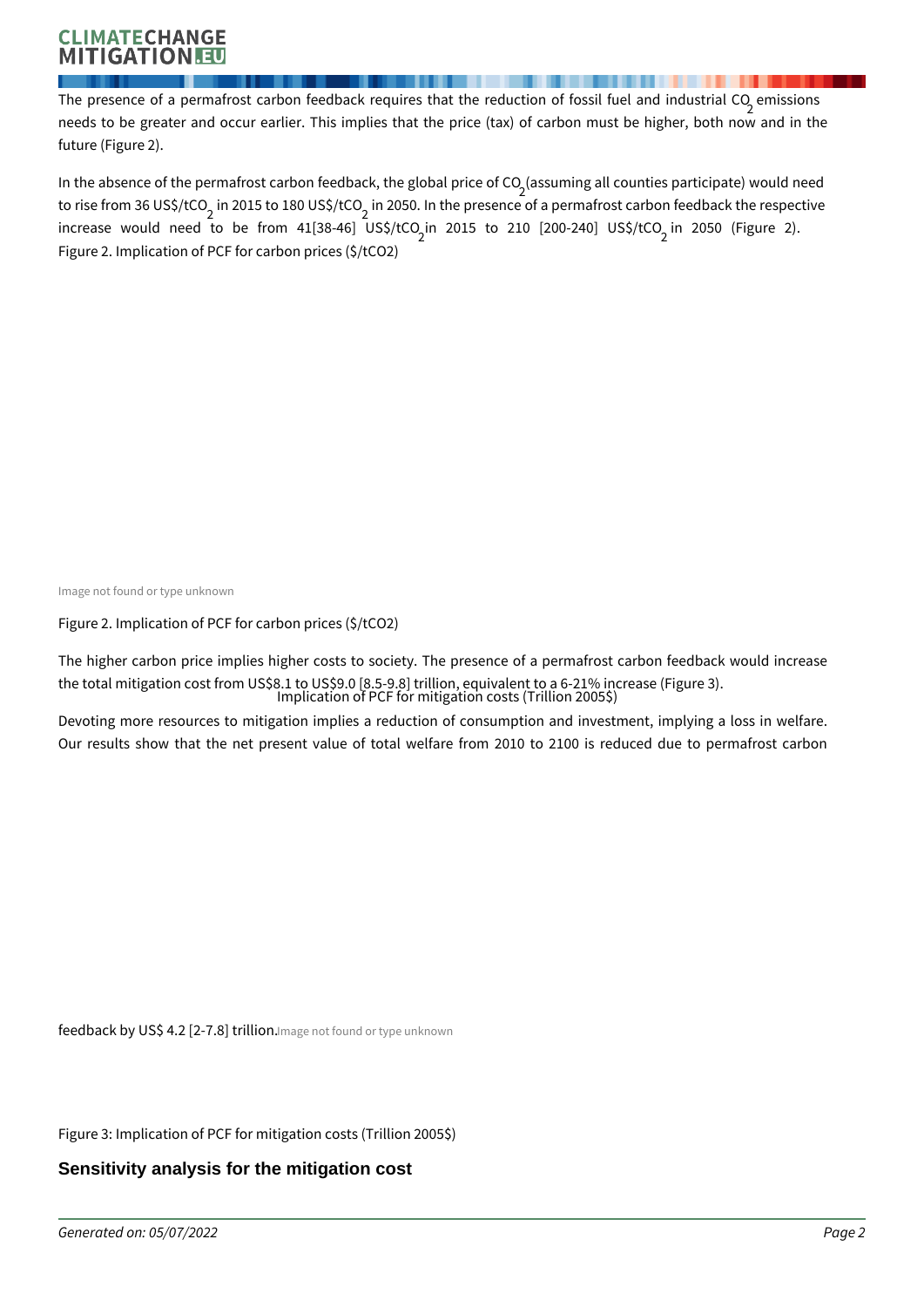The presence of a permafrost carbon feedback requires that the reduction of fossil fuel and industrial $CO_2$ emissions needs to be greater and occur earlier. This implies that the price (tax) of carbon must be higher, both now and in the future (Figure 2).

In the absence of the permafrost carbon feedback, the global price of $CO_2$ (assuming all counties participate) would need to rise from 36 US$/t$CO_2$ in 2015 to 180 US$/t$CO_2$ in 2050. In the presence of a permafrost carbon feedback the respective increase would need to be from 41[38-46] US$/t$CO_2$ in 2015 to 210 [200-240] US$/t$CO_2$ in 2050 (Figure 2).

Figure 2. Implication of PCF for carbon prices ($/tCO2)

Image not found or type unknown

Figure 2. Implication of PCF for carbon prices ($/tCO2)

The higher carbon price implies higher costs to society. The presence of a permafrost carbon feedback would increase the total mitigation cost from US$8.1 to US$9.0 [8.5-9.8] trillion, equivalent to a 6-21% increase (Figure 3).

Implication of PCF for mitigation costs (Trillion 2005$)

Devoting more resources to mitigation implies a reduction of consumption and investment, implying a loss in welfare. Our results show that the net present value of total welfare from 2010 to 2100 is reduced due to permafrost carbon feedback by US$ 4.2 [2-7.8] trillion.

Image not found or type unknown

Figure 3: Implication of PCF for mitigation costs (Trillion 2005$)

## Sensitivity analysis for the mitigation cost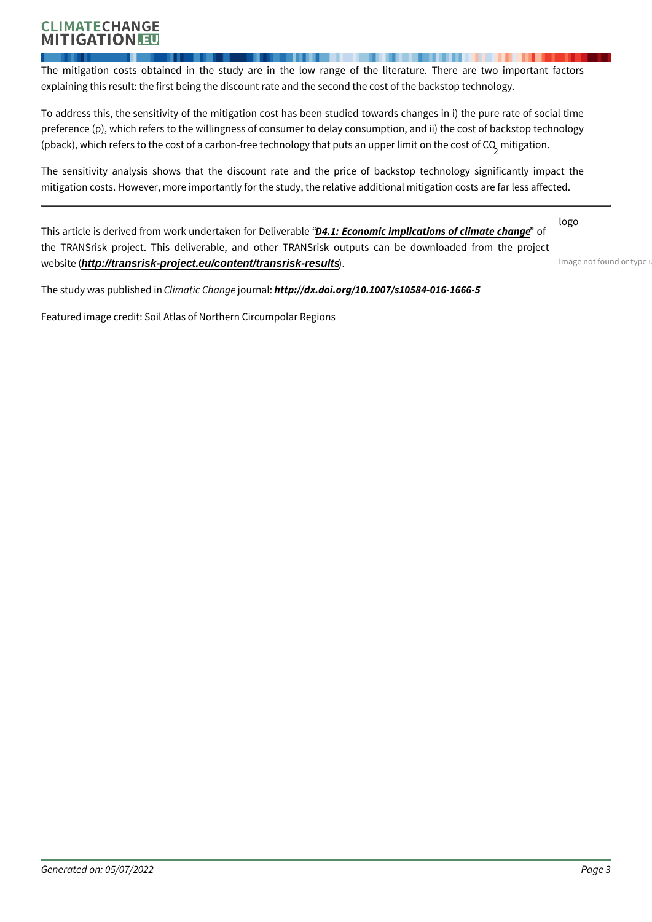The mitigation costs obtained in the study are in the low range of the literature. There are two important factors explaining this result: the first being the discount rate and the second the cost of the backstop technology.

To address this, the sensitivity of the mitigation cost has been studied towards changes in i) the pure rate of social time preference (ρ), which refers to the willingness of consumer to delay consumption, and ii) the cost of backstop technology (pback), which refers to the cost of a carbon-free technology that puts an upper limit on the cost of $CO_2$ mitigation.

The sensitivity analysis shows that the discount rate and the price of backstop technology significantly impact the mitigation costs. However, more importantly for the study, the relative additional mitigation costs are far less affected.

---

This article is derived from work undertaken for Deliverable "**[D4.1: Economic implications of climate change](http://transrisk-project.eu/content/transrisk-results)**" of the TRANSrisk project. This deliverable, and other TRANSrisk outputs can be downloaded from the project website (**http://transrisk-project.eu/content/transrisk-results**).

logo

Image not found or type u

The study was published in *Climatic Change* journal: **http://dx.doi.org/10.1007/s10584-016-1666-5**

Featured image credit: Soil Atlas of Northern Circumpolar Regions